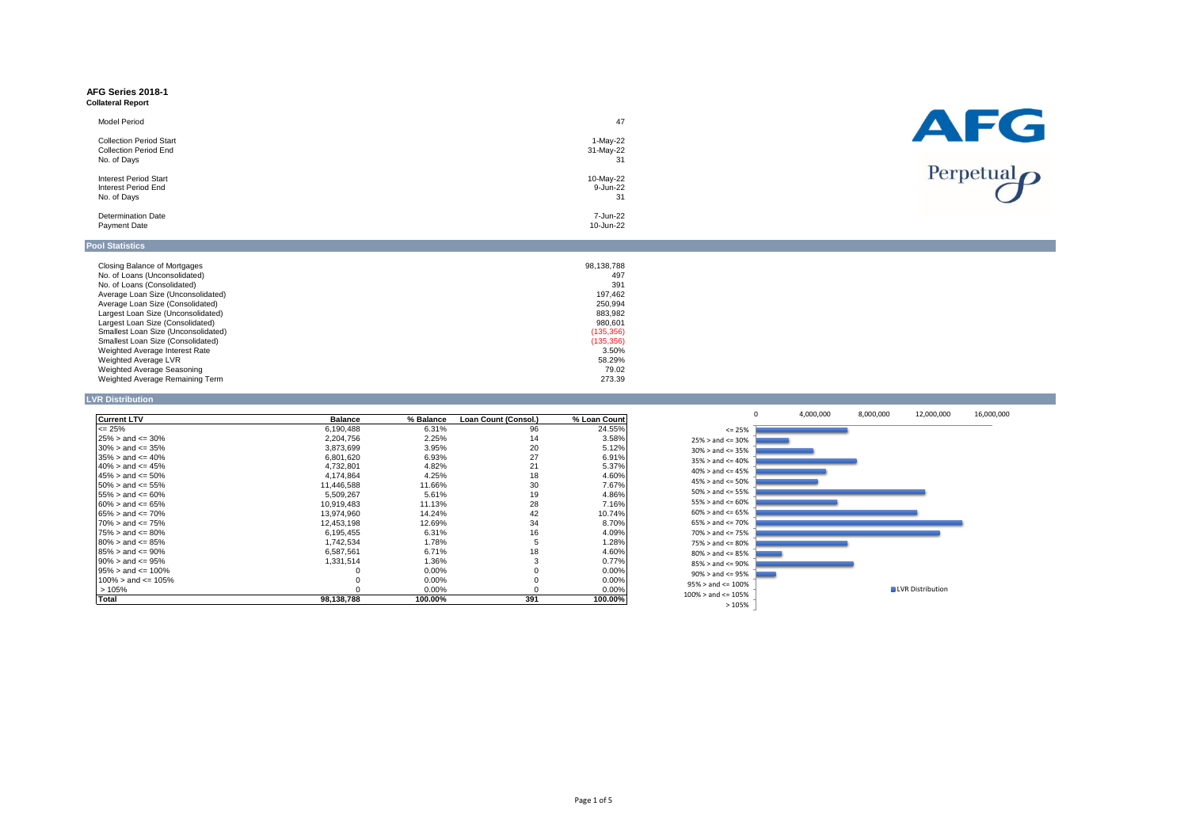# AFG Series 2018-1

**Collateral Report**

| | |
|---|---|
| Model Period | 47 |
| Collection Period Start | 1-May-22 |
| Collection Period End | 31-May-22 |
| No. of Days | 31 |
| Interest Period Start | 10-May-22 |
| Interest Period End | 9-Jun-22 |
| No. of Days | 31 |
| Determination Date | 7-Jun-22 |
| Payment Date | 10-Jun-22 |

AFG

Perpetual

## Pool Statistics

| | |
|---|---|
| Closing Balance of Mortgages | 98,138,788 |
| No. of Loans (Unconsolidated) | 497 |
| No. of Loans (Consolidated) | 391 |
| Average Loan Size (Unconsolidated) | 197,462 |
| Average Loan Size (Consolidated) | 250,994 |
| Largest Loan Size (Unconsolidated) | 883,982 |
| Largest Loan Size (Consolidated) | 980,601 |
| Smallest Loan Size (Unconsolidated) | (135,356) |
| Smallest Loan Size (Consolidated) | (135,356) |
| Weighted Average Interest Rate | 3.50% |
| Weighted Average LVR | 58.29% |
| Weighted Average Seasoning | 79.02 |
| Weighted Average Remaining Term | 273.39 |

## LVR Distribution

| Current LTV | Balance | % Balance | Loan Count (Consol.) | % Loan Count |
|---|---|---|---|---|
| <= 25% | 6,190,488 | 6.31% | 96 | 24.55% |
| 25% > and <= 30% | 2,204,756 | 2.25% | 14 | 3.58% |
| 30% > and <= 35% | 3,873,699 | 3.95% | 20 | 5.12% |
| 35% > and <= 40% | 6,801,620 | 6.93% | 27 | 6.91% |
| 40% > and <= 45% | 4,732,801 | 4.82% | 21 | 5.37% |
| 45% > and <= 50% | 4,174,864 | 4.25% | 18 | 4.60% |
| 50% > and <= 55% | 11,446,588 | 11.66% | 30 | 7.67% |
| 55% > and <= 60% | 5,509,267 | 5.61% | 19 | 4.86% |
| 60% > and <= 65% | 10,919,483 | 11.13% | 28 | 7.16% |
| 65% > and <= 70% | 13,974,960 | 14.24% | 42 | 10.74% |
| 70% > and <= 75% | 12,453,198 | 12.69% | 34 | 8.70% |
| 75% > and <= 80% | 6,195,455 | 6.31% | 16 | 4.09% |
| 80% > and <= 85% | 1,742,534 | 1.78% | 5 | 1.28% |
| 85% > and <= 90% | 6,587,561 | 6.71% | 18 | 4.60% |
| 90% > and <= 95% | 1,331,514 | 1.36% | 3 | 0.77% |
| 95% > and <= 100% | 0 | 0.00% | 0 | 0.00% |
| 100% > and <= 105% | 0 | 0.00% | 0 | 0.00% |
| > 105% | 0 | 0.00% | 0 | 0.00% |
| **Total** | **98,138,788** | **100.00%** | **391** | **100.00%** |

[Chart: LVR Distribution — bar chart of balance by LVR band, axis 0 to 16,000,000]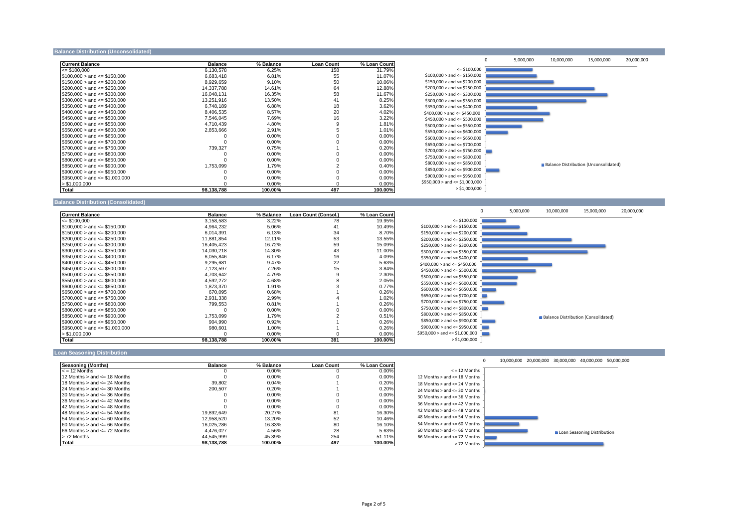## Balance Distribution (Unconsolidated)

| Current Balance | Balance | % Balance | Loan Count | % Loan Count |
|---|---|---|---|---|
| <= $100,000 | 6,130,578 | 6.25% | 158 | 31.79% |
| $100,000 > and <= $150,000 | 6,683,418 | 6.81% | 55 | 11.07% |
| $150,000 > and <= $200,000 | 8,929,659 | 9.10% | 50 | 10.06% |
| $200,000 > and <= $250,000 | 14,337,788 | 14.61% | 64 | 12.88% |
| $250,000 > and <= $300,000 | 16,048,131 | 16.35% | 58 | 11.67% |
| $300,000 > and <= $350,000 | 13,251,916 | 13.50% | 41 | 8.25% |
| $350,000 > and <= $400,000 | 6,748,189 | 6.88% | 18 | 3.62% |
| $400,000 > and <= $450,000 | 8,406,535 | 8.57% | 20 | 4.02% |
| $450,000 > and <= $500,000 | 7,546,045 | 7.69% | 16 | 3.22% |
| $500,000 > and <= $550,000 | 4,710,439 | 4.80% | 9 | 1.81% |
| $550,000 > and <= $600,000 | 2,853,666 | 2.91% | 5 | 1.01% |
| $600,000 > and <= $650,000 | 0 | 0.00% | 0 | 0.00% |
| $650,000 > and <= $700,000 | 0 | 0.00% | 0 | 0.00% |
| $700,000 > and <= $750,000 | 739,327 | 0.75% | 1 | 0.20% |
| $750,000 > and <= $800,000 | 0 | 0.00% | 0 | 0.00% |
| $800,000 > and <= $850,000 | 0 | 0.00% | 0 | 0.00% |
| $850,000 > and <= $900,000 | 1,753,099 | 1.79% | 2 | 0.40% |
| $900,000 > and <= $950,000 | 0 | 0.00% | 0 | 0.00% |
| $950,000 > and <= $1,000,000 | 0 | 0.00% | 0 | 0.00% |
| > $1,000,000 | 0 | 0.00% | 0 | 0.00% |
| **Total** | **98,138,788** | **100.00%** | **497** | **100.00%** |

## Balance Distribution (Consolidated)

| Current Balance | Balance | % Balance | Loan Count (Consol.) | % Loan Count |
|---|---|---|---|---|
| <= $100,000 | 3,158,583 | 3.22% | 78 | 19.95% |
| $100,000 > and <= $150,000 | 4,964,232 | 5.06% | 41 | 10.49% |
| $150,000 > and <= $200,000 | 6,014,391 | 6.13% | 34 | 8.70% |
| $200,000 > and <= $250,000 | 11,881,854 | 12.11% | 53 | 13.55% |
| $250,000 > and <= $300,000 | 16,405,423 | 16.72% | 59 | 15.09% |
| $300,000 > and <= $350,000 | 14,030,218 | 14.30% | 43 | 11.00% |
| $350,000 > and <= $400,000 | 6,055,846 | 6.17% | 16 | 4.09% |
| $400,000 > and <= $450,000 | 9,295,681 | 9.47% | 22 | 5.63% |
| $450,000 > and <= $500,000 | 7,123,597 | 7.26% | 15 | 3.84% |
| $500,000 > and <= $550,000 | 4,703,642 | 4.79% | 9 | 2.30% |
| $550,000 > and <= $600,000 | 4,592,272 | 4.68% | 8 | 2.05% |
| $600,000 > and <= $650,000 | 1,873,370 | 1.91% | 3 | 0.77% |
| $650,000 > and <= $700,000 | 670,095 | 0.68% | 1 | 0.26% |
| $700,000 > and <= $750,000 | 2,931,338 | 2.99% | 4 | 1.02% |
| $750,000 > and <= $800,000 | 799,553 | 0.81% | 1 | 0.26% |
| $800,000 > and <= $850,000 | 0 | 0.00% | 0 | 0.00% |
| $850,000 > and <= $900,000 | 1,753,099 | 1.79% | 2 | 0.51% |
| $900,000 > and <= $950,000 | 904,990 | 0.92% | 1 | 0.26% |
| $950,000 > and <= $1,000,000 | 980,601 | 1.00% | 1 | 0.26% |
| > $1,000,000 | 0 | 0.00% | 0 | 0.00% |
| **Total** | **98,138,788** | **100.00%** | **391** | **100.00%** |

## Loan Seasoning Distribution

| Seasoning (Months) | Balance | % Balance | Loan Count | % Loan Count |
|---|---|---|---|---|
| < = 12 Months | 0 | 0.00% | 0 | 0.00% |
| 12 Months > and <= 18 Months | 0 | 0.00% | 0 | 0.00% |
| 18 Months > and <= 24 Months | 39,802 | 0.04% | 1 | 0.20% |
| 24 Months > and <= 30 Months | 200,507 | 0.20% | 1 | 0.20% |
| 30 Months > and <= 36 Months | 0 | 0.00% | 0 | 0.00% |
| 36 Months > and <= 42 Months | 0 | 0.00% | 0 | 0.00% |
| 42 Months > and <= 48 Months | 0 | 0.00% | 0 | 0.00% |
| 48 Months > and <= 54 Months | 19,892,649 | 20.27% | 81 | 16.30% |
| 54 Months > and <= 60 Months | 12,958,520 | 13.20% | 52 | 10.46% |
| 60 Months > and <= 66 Months | 16,025,286 | 16.33% | 80 | 16.10% |
| 66 Months > and <= 72 Months | 4,476,027 | 4.56% | 28 | 5.63% |
| > 72 Months | 44,545,999 | 45.39% | 254 | 51.11% |
| **Total** | **98,138,788** | **100.00%** | **497** | **100.00%** |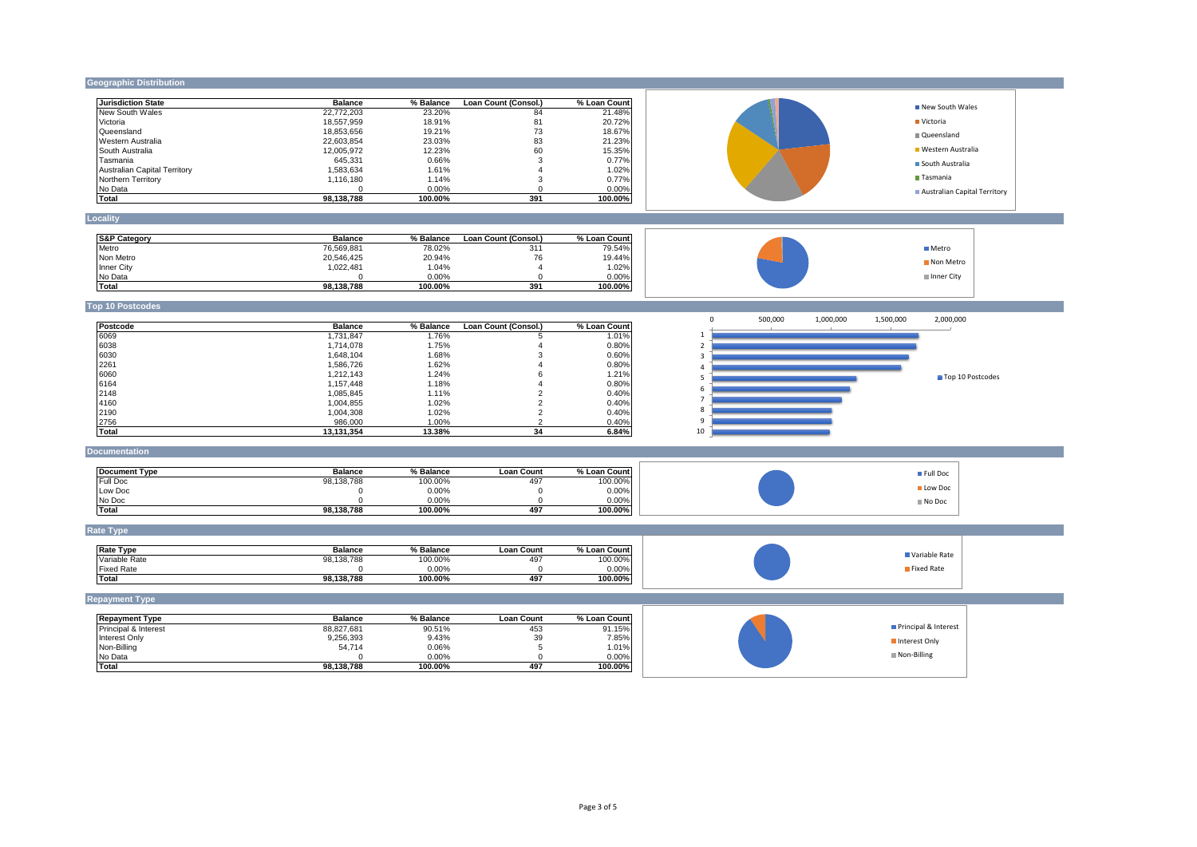## Geographic Distribution

| Jurisdiction State | Balance | % Balance | Loan Count (Consol.) | % Loan Count |
|---|---|---|---|---|
| New South Wales | 22,772,203 | 23.20% | 84 | 21.48% |
| Victoria | 18,557,959 | 18.91% | 81 | 20.72% |
| Queensland | 18,853,656 | 19.21% | 73 | 18.67% |
| Western Australia | 22,603,854 | 23.03% | 83 | 21.23% |
| South Australia | 12,005,972 | 12.23% | 60 | 15.35% |
| Tasmania | 645,331 | 0.66% | 3 | 0.77% |
| Australian Capital Territory | 1,583,634 | 1.61% | 4 | 1.02% |
| Northern Territory | 1,116,180 | 1.14% | 3 | 0.77% |
| No Data | 0 | 0.00% | 0 | 0.00% |
| Total | 98,138,788 | 100.00% | 391 | 100.00% |

## Locality

| S&P Category | Balance | % Balance | Loan Count (Consol.) | % Loan Count |
|---|---|---|---|---|
| Metro | 76,569,881 | 78.02% | 311 | 79.54% |
| Non Metro | 20,546,425 | 20.94% | 76 | 19.44% |
| Inner City | 1,022,481 | 1.04% | 4 | 1.02% |
| No Data | 0 | 0.00% | 0 | 0.00% |
| Total | 98,138,788 | 100.00% | 391 | 100.00% |

## Top 10 Postcodes

| Postcode | Balance | % Balance | Loan Count (Consol.) | % Loan Count |
|---|---|---|---|---|
| 6069 | 1,731,847 | 1.76% | 5 | 1.01% |
| 6038 | 1,714,078 | 1.75% | 4 | 0.80% |
| 6030 | 1,648,104 | 1.68% | 3 | 0.60% |
| 2261 | 1,586,726 | 1.62% | 4 | 0.80% |
| 6060 | 1,212,143 | 1.24% | 6 | 1.21% |
| 6164 | 1,157,448 | 1.18% | 4 | 0.80% |
| 2148 | 1,085,845 | 1.11% | 2 | 0.40% |
| 4160 | 1,004,855 | 1.02% | 2 | 0.40% |
| 2190 | 1,004,308 | 1.02% | 2 | 0.40% |
| 2756 | 986,000 | 1.00% | 2 | 0.40% |
| Total | 13,131,354 | 13.38% | 34 | 6.84% |

## Documentation

| Document Type | Balance | % Balance | Loan Count | % Loan Count |
|---|---|---|---|---|
| Full Doc | 98,138,788 | 100.00% | 497 | 100.00% |
| Low Doc | 0 | 0.00% | 0 | 0.00% |
| No Doc | 0 | 0.00% | 0 | 0.00% |
| Total | 98,138,788 | 100.00% | 497 | 100.00% |

## Rate Type

| Rate Type | Balance | % Balance | Loan Count | % Loan Count |
|---|---|---|---|---|
| Variable Rate | 98,138,788 | 100.00% | 497 | 100.00% |
| Fixed Rate | 0 | 0.00% | 0 | 0.00% |
| Total | 98,138,788 | 100.00% | 497 | 100.00% |

## Repayment Type

| Repayment Type | Balance | % Balance | Loan Count | % Loan Count |
|---|---|---|---|---|
| Principal & Interest | 88,827,681 | 90.51% | 453 | 91.15% |
| Interest Only | 9,256,393 | 9.43% | 39 | 7.85% |
| Non-Billing | 54,714 | 0.06% | 5 | 1.01% |
| No Data | 0 | 0.00% | 0 | 0.00% |
| Total | 98,138,788 | 100.00% | 497 | 100.00% |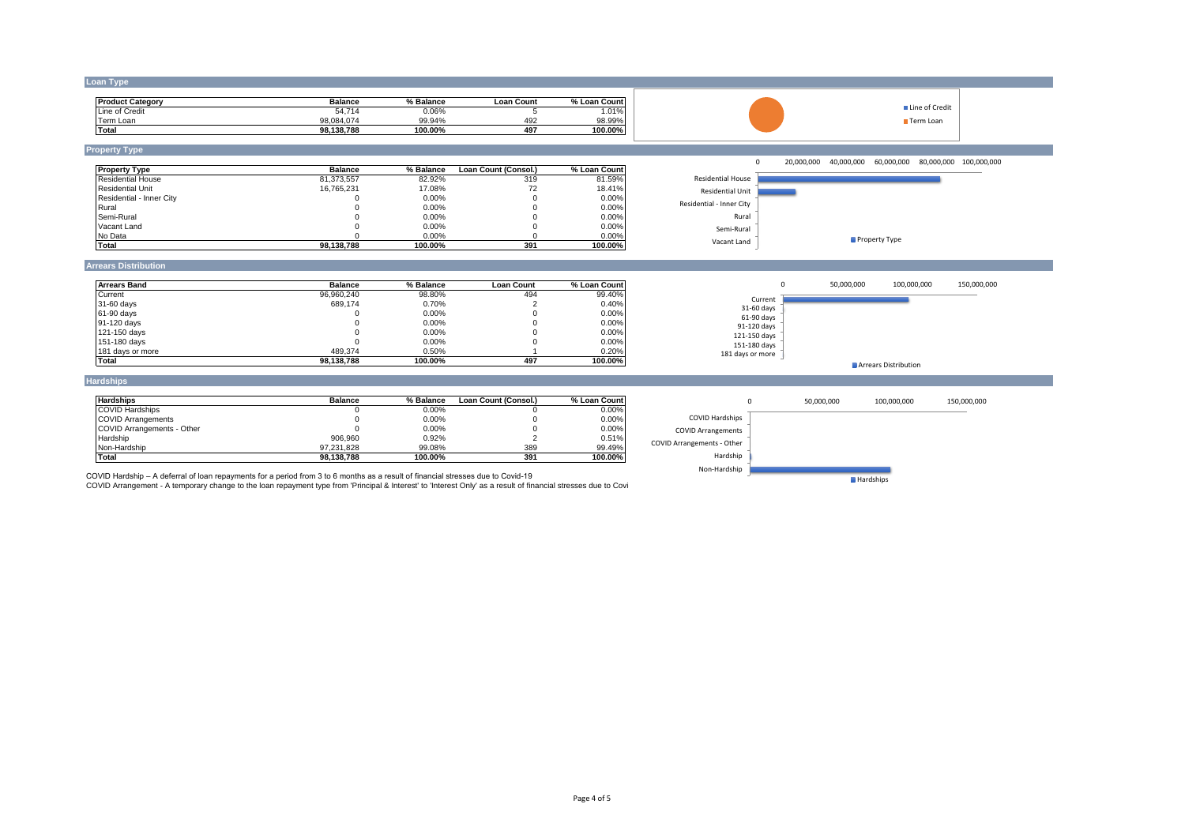## Loan Type

| Product Category | Balance | % Balance | Loan Count | % Loan Count |
|---|---|---|---|---|
| Line of Credit | 54,714 | 0.06% | 5 | 1.01% |
| Term Loan | 98,084,074 | 99.94% | 492 | 98.99% |
| **Total** | **98,138,788** | **100.00%** | **497** | **100.00%** |

## Property Type

| Property Type | Balance | % Balance | Loan Count (Consol.) | % Loan Count |
|---|---|---|---|---|
| Residential House | 81,373,557 | 82.92% | 319 | 81.59% |
| Residential Unit | 16,765,231 | 17.08% | 72 | 18.41% |
| Residential - Inner City | 0 | 0.00% | 0 | 0.00% |
| Rural | 0 | 0.00% | 0 | 0.00% |
| Semi-Rural | 0 | 0.00% | 0 | 0.00% |
| Vacant Land | 0 | 0.00% | 0 | 0.00% |
| No Data | 0 | 0.00% | 0 | 0.00% |
| **Total** | **98,138,788** | **100.00%** | **391** | **100.00%** |

## Arrears Distribution

| Arrears Band | Balance | % Balance | Loan Count | % Loan Count |
|---|---|---|---|---|
| Current | 96,960,240 | 98.80% | 494 | 99.40% |
| 31-60 days | 689,174 | 0.70% | 2 | 0.40% |
| 61-90 days | 0 | 0.00% | 0 | 0.00% |
| 91-120 days | 0 | 0.00% | 0 | 0.00% |
| 121-150 days | 0 | 0.00% | 0 | 0.00% |
| 151-180 days | 0 | 0.00% | 0 | 0.00% |
| 181 days or more | 489,374 | 0.50% | 1 | 0.20% |
| **Total** | **98,138,788** | **100.00%** | **497** | **100.00%** |

## Hardships

| Hardships | Balance | % Balance | Loan Count (Consol.) | % Loan Count |
|---|---|---|---|---|
| COVID Hardships | 0 | 0.00% | 0 | 0.00% |
| COVID Arrangements | 0 | 0.00% | 0 | 0.00% |
| COVID Arrangements - Other | 0 | 0.00% | 0 | 0.00% |
| Hardship | 906,960 | 0.92% | 2 | 0.51% |
| Non-Hardship | 97,231,828 | 99.08% | 389 | 99.49% |
| **Total** | **98,138,788** | **100.00%** | **391** | **100.00%** |

COVID Hardship – A deferral of loan repayments for a period from 3 to 6 months as a result of financial stresses due to Covid-19

COVID Arrangement - A temporary change to the loan repayment type from 'Principal & Interest' to 'Interest Only' as a result of financial stresses due to Covi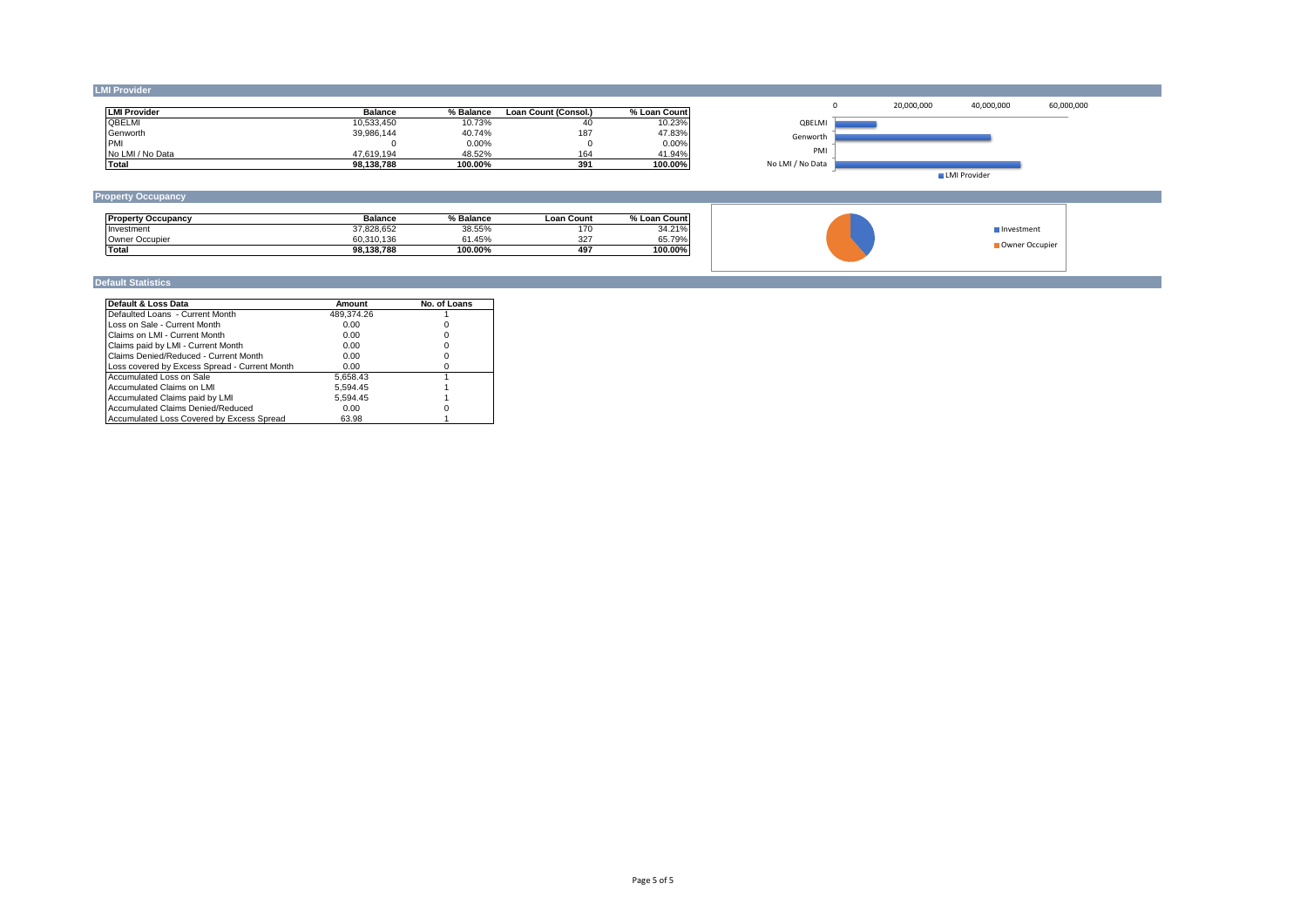## LMI Provider

| LMI Provider | Balance | % Balance | Loan Count (Consol.) | % Loan Count |
|---|---|---|---|---|
| QBELMI | 10,533,450 | 10.73% | 40 | 10.23% |
| Genworth | 39,986,144 | 40.74% | 187 | 47.83% |
| PMI | 0 | 0.00% | 0 | 0.00% |
| No LMI / No Data | 47,619,194 | 48.52% | 164 | 41.94% |
| **Total** | **98,138,788** | **100.00%** | **391** | **100.00%** |

0
20,000,000
40,000,000
60,000,000
QBELMI
Genworth
PMI
No LMI / No Data
LMI Provider

## Property Occupancy

| Property Occupancy | Balance | % Balance | Loan Count | % Loan Count |
|---|---|---|---|---|
| Investment | 37,828,652 | 38.55% | 170 | 34.21% |
| Owner Occupier | 60,310,136 | 61.45% | 327 | 65.79% |
| **Total** | **98,138,788** | **100.00%** | **497** | **100.00%** |

Investment
Owner Occupier

## Default Statistics

| Default & Loss Data | Amount | No. of Loans |
|---|---|---|
| Defaulted Loans - Current Month | 489,374.26 | 1 |
| Loss on Sale - Current Month | 0.00 | 0 |
| Claims on LMI - Current Month | 0.00 | 0 |
| Claims paid by LMI - Current Month | 0.00 | 0 |
| Claims Denied/Reduced - Current Month | 0.00 | 0 |
| Loss covered by Excess Spread - Current Month | 0.00 | 0 |
| Accumulated Loss on Sale | 5,658.43 | 1 |
| Accumulated Claims on LMI | 5,594.45 | 1 |
| Accumulated Claims paid by LMI | 5,594.45 | 1 |
| Accumulated Claims Denied/Reduced | 0.00 | 0 |
| Accumulated Loss Covered by Excess Spread | 63.98 | 1 |